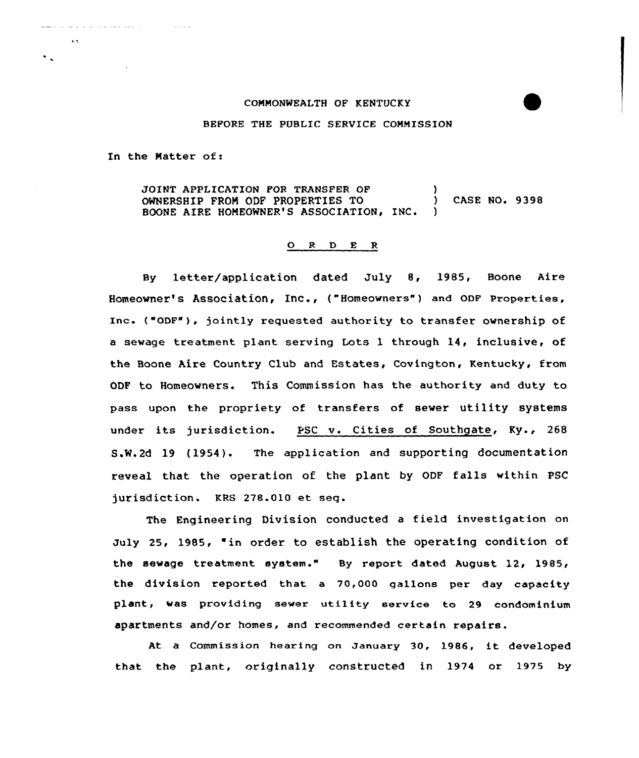COMMONWEALTH OF KENTUCKY

BEFORE THE PUBLIC SERVICE COMMISSION

In the Matter of:

JOINT APPLICATION FOR TRANSFER OF OWNERSHIP FROM ODF PROPERTIES TO BOONE AIRE HOMEOWNER'S ASSOCIATION, INC. ) CASE NO. 9398

O R D E R

By letter/application dated July 8, 1985, Boone Aire Homeowner's Association, Inc., ("Homeowners") and ODF Properties, Inc. ("ODF"), jointly requested authority to transfer ownership of a sewage treatment plant serving Lots 1 through 14, inclusive, of the Boone Aire Country Club and Estates, Covington, Kentucky, from ODF to Homeowners. This Commission has the authority and duty to pass upon the propriety of transfers of sewer utility systems under its jurisdiction. PSC v. Cities of Southgate, Ky., 268 S.W.2d 19 (1954). The application and supporting documentation reveal that the operation of the plant by ODF falls within PSC jurisdiction. KRS 278.010 et seq.

The Engineering Division conducted a field investigation on July 25, 1985, "in order to establish the operating condition of the sewage treatment system." By report dated August 12, 1985, the division reported that a 70,000 gallons per day capacity plant, was providing sewer utility service to 29 condominium apartments and/or homes, and recommended certain repairs.

At a Commission hearing on January 30, 1986, it developed that the plant, originally constructed in 1974 or 1975 by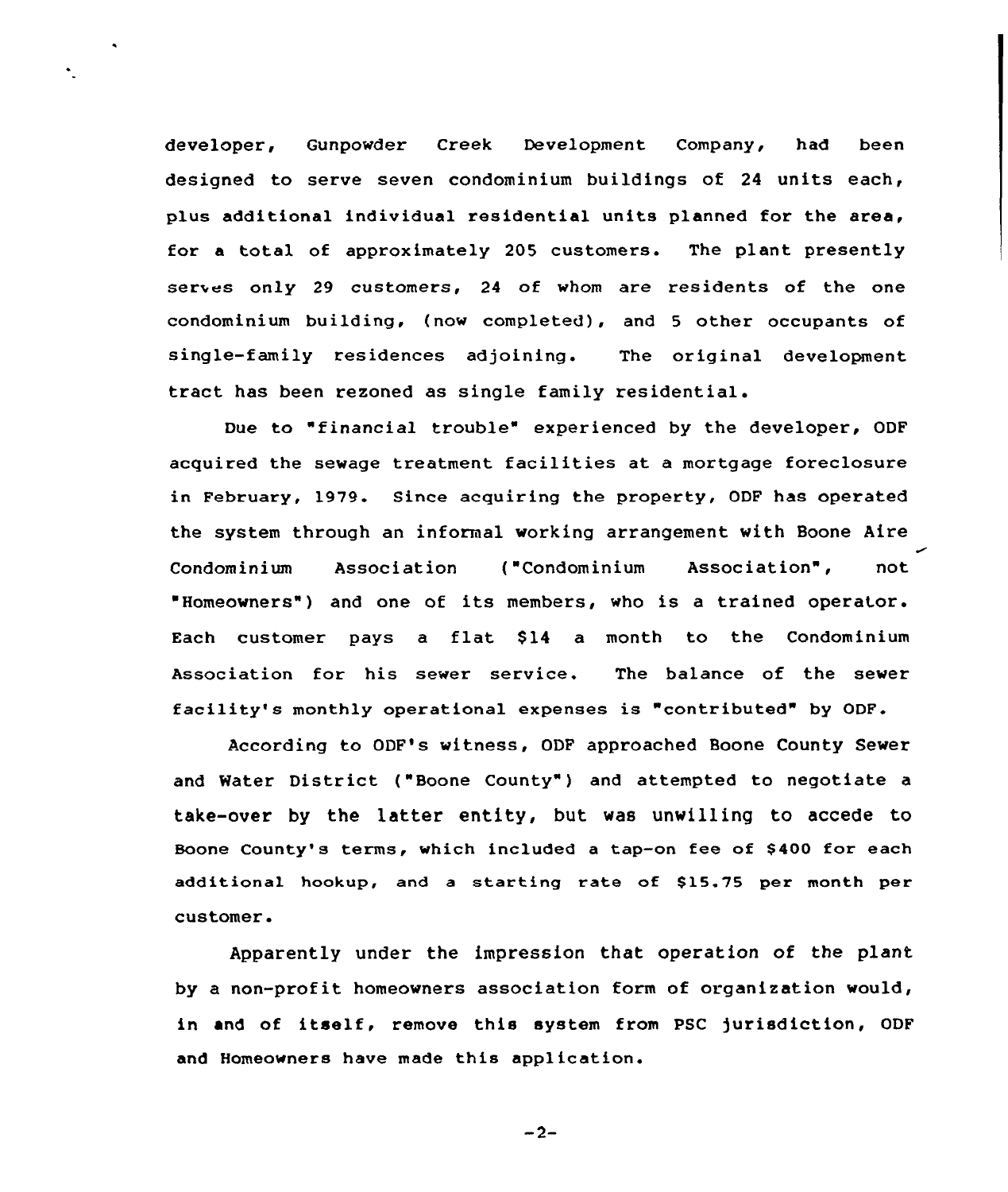developer, Gunpowder Creek Development Company, had been designed to serve seven condominium buildings of 24 units each, plus additional individual residential units planned for the area, for a total of approximately 205 customers. The plant presently serves only 29 customers, 24 of whom are residents of the one condominium building, (now completed), and 5 other occupants of single-family residences adjoining. The original development tract has been rezoned as single family residential.

Due to "financial trouble" experienced by the developer, ODF acquired the sewage treatment facilities at a mortgage foreclosure in February, 1979. Since acquiring the property, ODF has operated the system through an informal working arrangement with Boone Aire Condominium Association ("Condominium Association", not "Homeowners") and one of its members, who is a trained operator. Each customer pays a flat $14 a month to the Condominium Association for his sewer service. The balance of the sewer facility's monthly operational expenses is "contributed" by ODF.

According to ODF's witness, ODF approached Boone County Sewer and Water District ("Boone County") and attempted to negotiate a take-over by the latter entity, but was unwilling to accede to Boone County's terms, which included a tap-on fee of $400 for each additional hookup, and a starting rate of $15.75 per month per customer.

Apparently under the impression that operation of the plant by a non-profit homeowners association form of organization would, in and of itself, remove this system from PSC jurisdiction, ODF and Homeowners have made this application.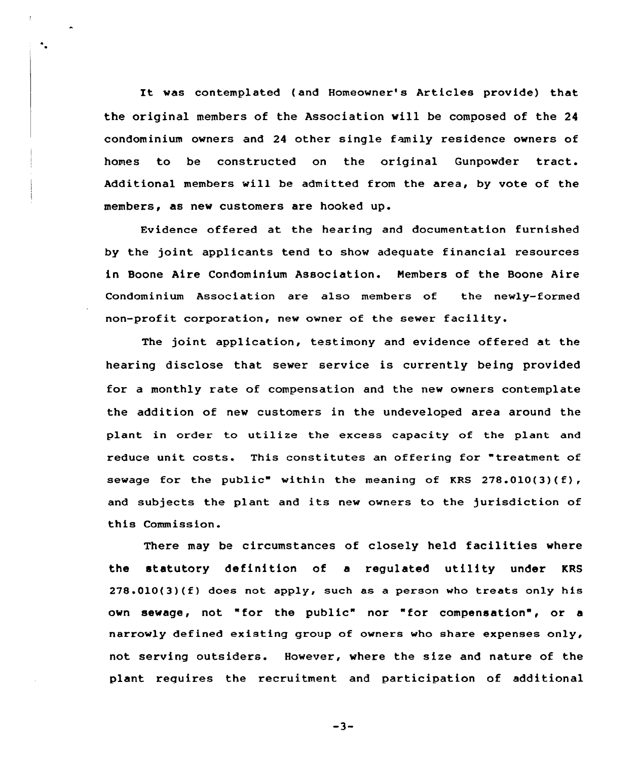It was contemplated (and Homeowner's Articles provide) that the original members of the Association will be composed of the 24 condominium owners and 24 other single family residence owners of homes to be constructed on the original Gunpowder tract. Additional members will be admitted from the area, by vote of the members, as new customers are hooked up.

Evidence offered at the hearing and documentation furnished by the joint applicants tend to show adequate financial resources in Boone Aire Condominium Association. Members of the Boone Aire Condominium Association are also members of the newly-formed non-profit corporation, new owner of the sewer facility.

The joint application, testimony and evidence offered at the hearing disclose that sewer service is currently being provided for a monthly rate of compensation and the new owners contemplate the addition of new customers in the undeveloped area around the plant in order to utilize the excess capacity of the plant and reduce unit costs. This constitutes an offering for "treatment of sewage for the public" within the meaning of KRS 278.010(3)(f), and subjects the plant and its new owners to the jurisdiction of this Commission.

There may be circumstances of closely held facilities where the statutory definition of a regulated utility under KRS 278.010(3)(f) does not apply, such as a person who treats only his own sewage, not "for the public" nor "for compensation", or a narrowly defined existing group of owners who share expenses only, not serving outsiders. However, where the size and nature of the plant requires the recruitment and participation of additional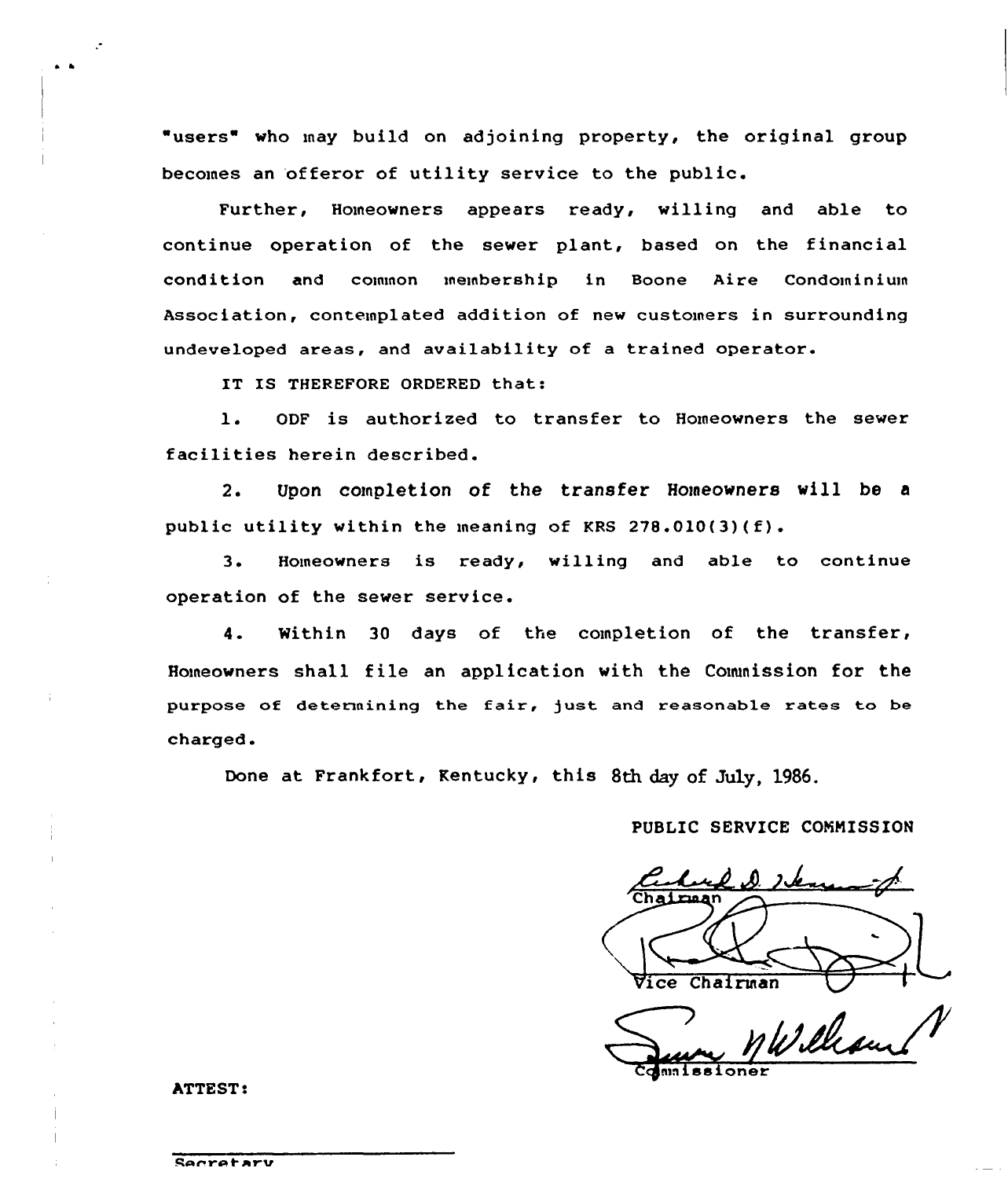"users" who may build on adjoining property, the original group becomes an offeror of utility service to the public.

Further, Homeowners appears ready, willing and able to continue operation of the sewer plant, based on the financial condition and common membership in Boone Aire Condominium Association, contemplated addition of new customers in surrounding undeveloped areas, and availability of a trained operator.

IT IS THEREFORE ORDERED that:

1. ODF is authorized to transfer to Homeowners the sewer facilities herein described.

2. Upon completion of the transfer Homeowners will be a public utility within the meaning of KRS 278.010(3)(f).

3. Homeowners is ready, willing and able to continue operation of the sewer service.

4. Within 30 days of the completion of the transfer, Homeowners shall file an application with the Commission for the purpose of determining the fair, just and reasonable rates to be charged.

Done at Frankfort, Kentucky, this 8th day of July, 1986.

PUBLIC SERVICE COMMISSION

Chairman

Vice Chairman

Commissioner

ATTEST:

Secretary